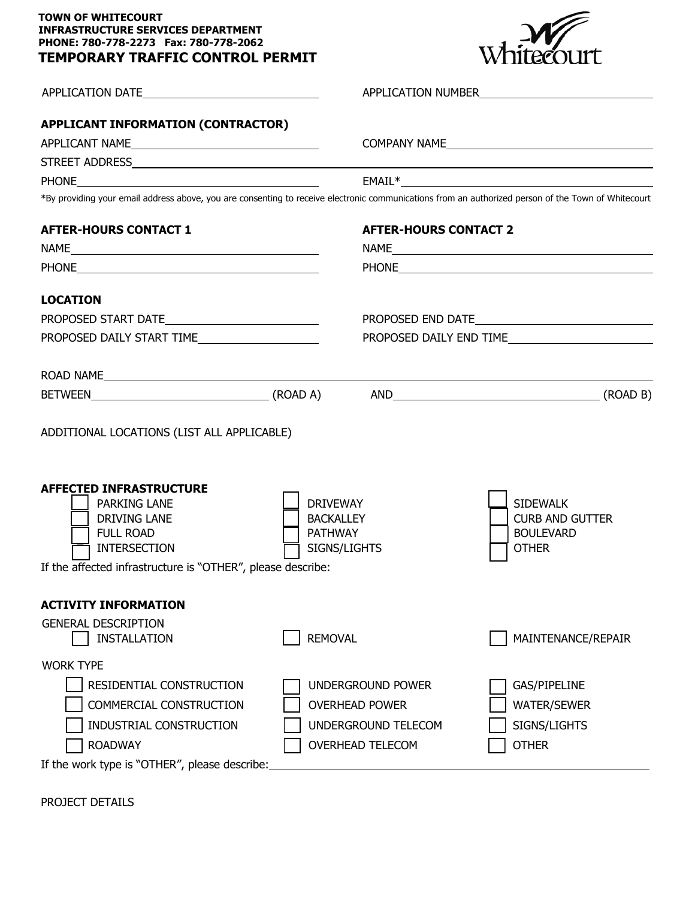**TOWN OF WHITECOURT**
**INFRASTRUCTURE SERVICES DEPARTMENT**
**PHONE: 780-778-2273 Fax: 780-778-2062**

# TEMPORARY TRAFFIC CONTROL PERMIT

APPLICATION DATE\_\_\_\_\_\_\_\_\_\_\_\_\_\_\_\_\_\_\_\_ APPLICATION NUMBER\_\_\_\_\_\_\_\_\_\_\_\_\_\_\_\_\_\_\_\_

## APPLICANT INFORMATION (CONTRACTOR)

APPLICANT NAME\_\_\_\_\_\_\_\_\_\_\_\_\_\_\_\_\_\_\_\_ COMPANY NAME\_\_\_\_\_\_\_\_\_\_\_\_\_\_\_\_\_\_\_\_

STREET ADDRESS\_\_\_\_\_\_\_\_\_\_\_\_\_\_\_\_\_\_\_\_\_\_\_\_\_\_\_\_\_\_\_\_\_\_\_\_\_\_\_\_

PHONE\_\_\_\_\_\_\_\_\_\_\_\_\_\_\_\_\_\_\_\_ EMAIL*\_\_\_\_\_\_\_\_\_\_\_\_\_\_\_\_\_\_\_\_

*By providing your email address above, you are consenting to receive electronic communications from an authorized person of the Town of Whitecourt

## AFTER-HOURS CONTACT 1

NAME\_\_\_\_\_\_\_\_\_\_\_\_\_\_\_\_\_\_\_\_

PHONE\_\_\_\_\_\_\_\_\_\_\_\_\_\_\_\_\_\_\_\_

## AFTER-HOURS CONTACT 2

NAME\_\_\_\_\_\_\_\_\_\_\_\_\_\_\_\_\_\_\_\_

PHONE\_\_\_\_\_\_\_\_\_\_\_\_\_\_\_\_\_\_\_\_

## LOCATION

PROPOSED START DATE\_\_\_\_\_\_\_\_\_\_\_\_\_\_\_\_\_\_\_\_ PROPOSED END DATE\_\_\_\_\_\_\_\_\_\_\_\_\_\_\_\_\_\_\_\_

PROPOSED DAILY START TIME\_\_\_\_\_\_\_\_\_\_\_\_\_\_\_\_\_\_\_\_ PROPOSED DAILY END TIME\_\_\_\_\_\_\_\_\_\_\_\_\_\_\_\_\_\_\_\_

ROAD NAME\_\_\_\_\_\_\_\_\_\_\_\_\_\_\_\_\_\_\_\_\_\_\_\_\_\_\_\_\_\_\_\_\_\_\_\_\_\_\_\_

BETWEEN\_\_\_\_\_\_\_\_\_\_\_\_\_\_\_\_\_\_\_\_ (ROAD A) AND\_\_\_\_\_\_\_\_\_\_\_\_\_\_\_\_\_\_\_\_ (ROAD B)

ADDITIONAL LOCATIONS (LIST ALL APPLICABLE)

## AFFECTED INFRASTRUCTURE

| | | |
|---|---|---|
| ☐ PARKING LANE | ☐ DRIVEWAY | ☐ SIDEWALK |
| ☐ DRIVING LANE | ☐ BACKALLEY | ☐ CURB AND GUTTER |
| ☐ FULL ROAD | ☐ PATHWAY | ☐ BOULEVARD |
| ☐ INTERSECTION | ☐ SIGNS/LIGHTS | ☐ OTHER |

If the affected infrastructure is "OTHER", please describe:

## ACTIVITY INFORMATION

GENERAL DESCRIPTION

| | | |
|---|---|---|
| ☐ INSTALLATION | ☐ REMOVAL | ☐ MAINTENANCE/REPAIR |

WORK TYPE

| | | |
|---|---|---|
| ☐ RESIDENTIAL CONSTRUCTION | ☐ UNDERGROUND POWER | ☐ GAS/PIPELINE |
| ☐ COMMERCIAL CONSTRUCTION | ☐ OVERHEAD POWER | ☐ WATER/SEWER |
| ☐ INDUSTRIAL CONSTRUCTION | ☐ UNDERGROUND TELECOM | ☐ SIGNS/LIGHTS |
| ☐ ROADWAY | ☐ OVERHEAD TELECOM | ☐ OTHER |

If the work type is "OTHER", please describe:\_\_\_\_\_\_\_\_\_\_\_\_\_\_\_\_\_\_\_\_\_\_\_\_\_\_\_\_\_\_\_\_\_\_\_\_\_\_\_\_

PROJECT DETAILS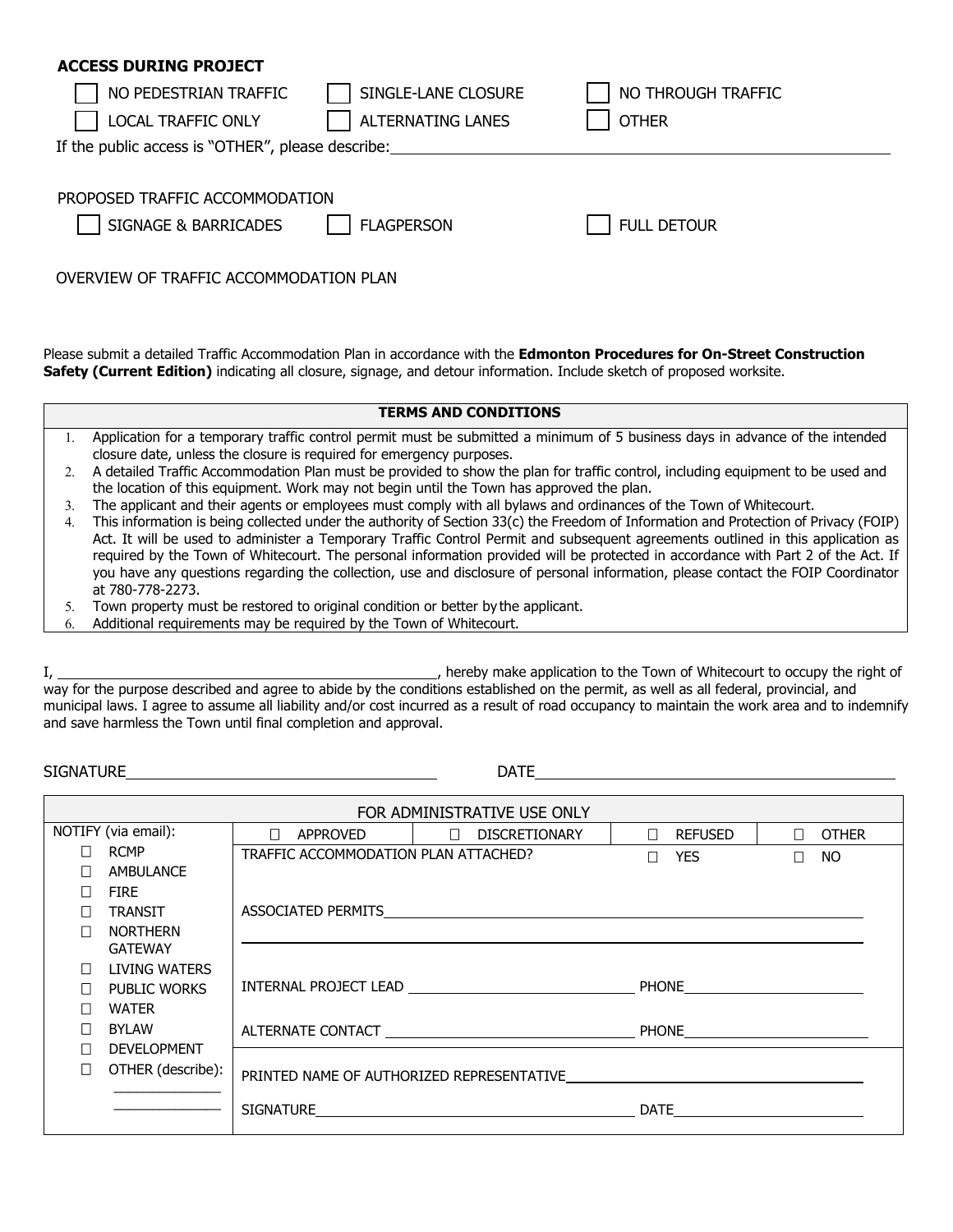**ACCESS DURING PROJECT**

☐ NO PEDESTRIAN TRAFFIC ☐ SINGLE-LANE CLOSURE ☐ NO THROUGH TRAFFIC

☐ LOCAL TRAFFIC ONLY ☐ ALTERNATING LANES ☐ OTHER

If the public access is "OTHER", please describe: ______________________________

PROPOSED TRAFFIC ACCOMMODATION

☐ SIGNAGE & BARRICADES ☐ FLAGPERSON ☐ FULL DETOUR

OVERVIEW OF TRAFFIC ACCOMMODATION PLAN

Please submit a detailed Traffic Accommodation Plan in accordance with the **Edmonton Procedures for On-Street Construction Safety (Current Edition)** indicating all closure, signage, and detour information. Include sketch of proposed worksite.

**TERMS AND CONDITIONS**

1. Application for a temporary traffic control permit must be submitted a minimum of 5 business days in advance of the intended closure date, unless the closure is required for emergency purposes.
2. A detailed Traffic Accommodation Plan must be provided to show the plan for traffic control, including equipment to be used and the location of this equipment. Work may not begin until the Town has approved the plan.
3. The applicant and their agents or employees must comply with all bylaws and ordinances of the Town of Whitecourt.
4. This information is being collected under the authority of Section 33(c) the Freedom of Information and Protection of Privacy (FOIP) Act. It will be used to administer a Temporary Traffic Control Permit and subsequent agreements outlined in this application as required by the Town of Whitecourt. The personal information provided will be protected in accordance with Part 2 of the Act. If you have any questions regarding the collection, use and disclosure of personal information, please contact the FOIP Coordinator at 780-778-2273.
5. Town property must be restored to original condition or better by the applicant.
6. Additional requirements may be required by the Town of Whitecourt.

I, ______________________________, hereby make application to the Town of Whitecourt to occupy the right of way for the purpose described and agree to abide by the conditions established on the permit, as well as all federal, provincial, and municipal laws. I agree to assume all liability and/or cost incurred as a result of road occupancy to maintain the work area and to indemnify and save harmless the Town until final completion and approval.

SIGNATURE ______________________________ DATE ______________________________

| FOR ADMINISTRATIVE USE ONLY | | | | |
|---|---|---|---|---|
| NOTIFY (via email): | ☐ APPROVED | ☐ DISCRETIONARY | ☐ REFUSED | ☐ OTHER |
| ☐ RCMP<br>☐ AMBULANCE<br>☐ FIRE<br>☐ TRANSIT<br>☐ NORTHERN GATEWAY<br>☐ LIVING WATERS<br>☐ PUBLIC WORKS<br>☐ WATER<br>☐ BYLAW<br>☐ DEVELOPMENT<br>☐ OTHER (describe): ____________ ____________ | TRAFFIC ACCOMMODATION PLAN ATTACHED? | | ☐ YES | ☐ NO |
| | ASSOCIATED PERMITS ______________________________ | | | |
| | INTERNAL PROJECT LEAD ______________________ | | PHONE ______________ | |
| | ALTERNATE CONTACT ______________________ | | PHONE ______________ | |
| | PRINTED NAME OF AUTHORIZED REPRESENTATIVE ______________________ | | | |
| | SIGNATURE ______________________ | | DATE ______________ | |